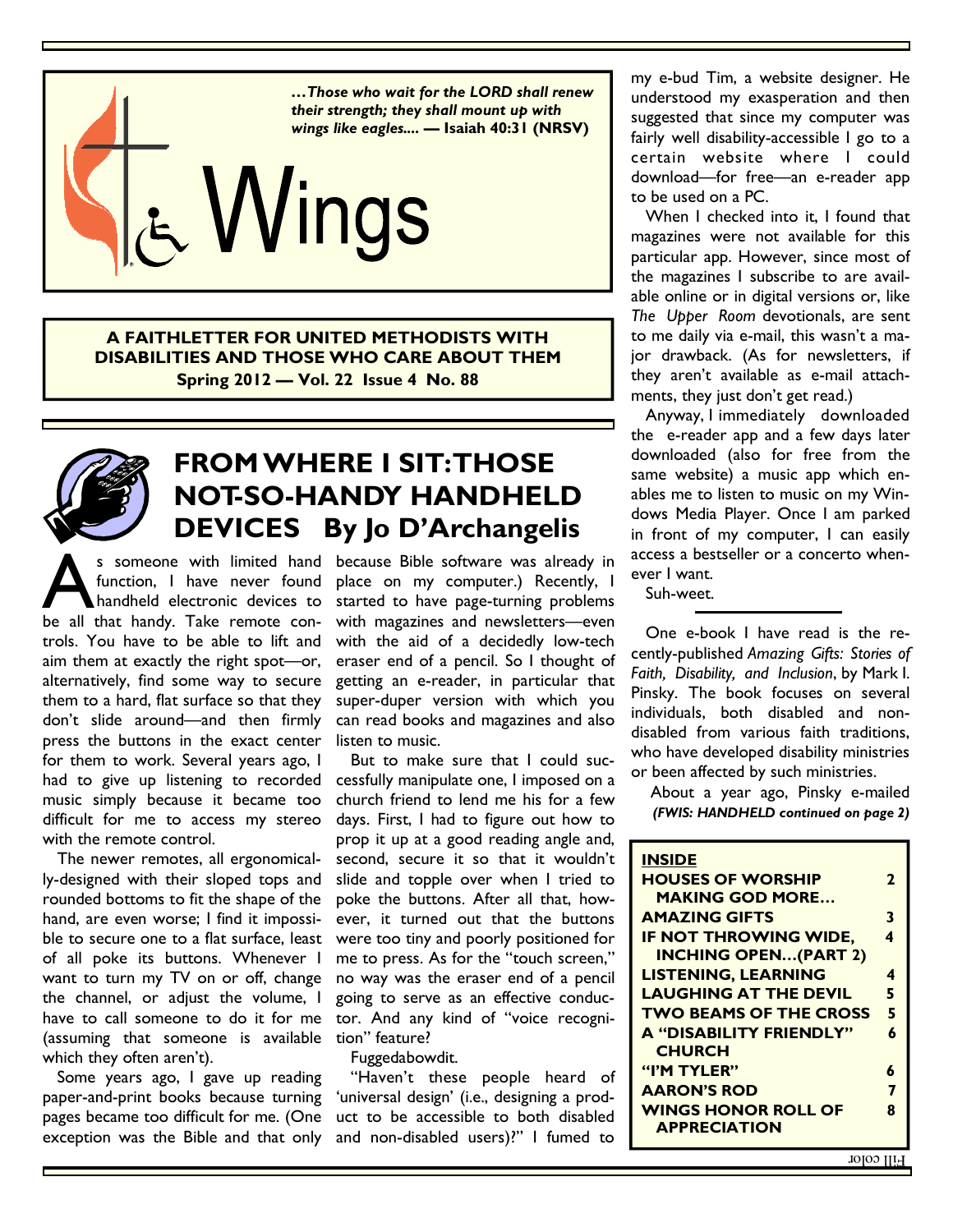*...Those who wait for the LORD shall renew their strength; they shall mount up with wings like eagles....* **— Isaiah 40:31 (NRSV)**

# Wings

**A FAITHLETTER FOR UNITED METHODISTS WITH DISABILITIES AND THOSE WHO CARE ABOUT THEM**
**Spring 2012 — Vol. 22 Issue 4 No. 88**

## FROM WHERE I SIT: THOSE NOT-SO-HANDY HANDHELD DEVICES By Jo D'Archangelis

As someone with limited hand function, I have never found handheld electronic devices to be all that handy. Take remote controls. You have to be able to lift and aim them at exactly the right spot—or, alternatively, find some way to secure them to a hard, flat surface so that they don't slide around—and then firmly press the buttons in the exact center for them to work. Several years ago, I had to give up listening to recorded music simply because it became too difficult for me to access my stereo with the remote control.

The newer remotes, all ergonomically-designed with their sloped tops and rounded bottoms to fit the shape of the hand, are even worse; I find it impossible to secure one to a flat surface, least of all poke its buttons. Whenever I want to turn my TV on or off, change the channel, or adjust the volume, I have to call someone to do it for me (assuming that someone is available which they often aren't).

Some years ago, I gave up reading paper-and-print books because turning pages became too difficult for me. (One exception was the Bible and that only because Bible software was already in place on my computer.) Recently, I started to have page-turning problems with magazines and newsletters—even with the aid of a decidedly low-tech eraser end of a pencil. So I thought of getting an e-reader, in particular that super-duper version with which you can read books and magazines and also listen to music.

But to make sure that I could successfully manipulate one, I imposed on a church friend to lend me his for a few days. First, I had to figure out how to prop it up at a good reading angle and, second, secure it so that it wouldn't slide and topple over when I tried to poke the buttons. After all that, however, it turned out that the buttons were too tiny and poorly positioned for me to press. As for the "touch screen," no way was the eraser end of a pencil going to serve as an effective conductor. And any kind of "voice recognition" feature?

Fuggedabowdit.

"Haven't these people heard of 'universal design' (i.e., designing a product to be accessible to both disabled and non-disabled users)?" I fumed to my e-bud Tim, a website designer. He understood my exasperation and then suggested that since my computer was fairly well disability-accessible I go to a certain website where I could download—for free—an e-reader app to be used on a PC.

When I checked into it, I found that magazines were not available for this particular app. However, since most of the magazines I subscribe to are available online or in digital versions or, like *The Upper Room* devotionals, are sent to me daily via e-mail, this wasn't a major drawback. (As for newsletters, if they aren't available as e-mail attachments, they just don't get read.)

Anyway, I immediately downloaded the e-reader app and a few days later downloaded (also for free from the same website) a music app which enables me to listen to music on my Windows Media Player. Once I am parked in front of my computer, I can easily access a bestseller or a concerto whenever I want.

Suh-weet.

---

One e-book I have read is the recently-published *Amazing Gifts: Stories of Faith, Disability, and Inclusion*, by Mark I. Pinsky. The book focuses on several individuals, both disabled and non-disabled from various faith traditions, who have developed disability ministries or been affected by such ministries.

About a year ago, Pinsky e-mailed

***(FWIS: HANDHELD continued on page 2)***

| **INSIDE** | |
|---|---|
| **HOUSES OF WORSHIP MAKING GOD MORE…** | **2** |
| **AMAZING GIFTS** | **3** |
| **IF NOT THROWING WIDE, INCHING OPEN…(PART 2)** | **4** |
| **LISTENING, LEARNING** | **4** |
| **LAUGHING AT THE DEVIL** | **5** |
| **TWO BEAMS OF THE CROSS** | **5** |
| **A "DISABILITY FRIENDLY" CHURCH** | **6** |
| **"I'M TYLER"** | **6** |
| **AARON'S ROD** | **7** |
| **WINGS HONOR ROLL OF APPRECIATION** | **8** |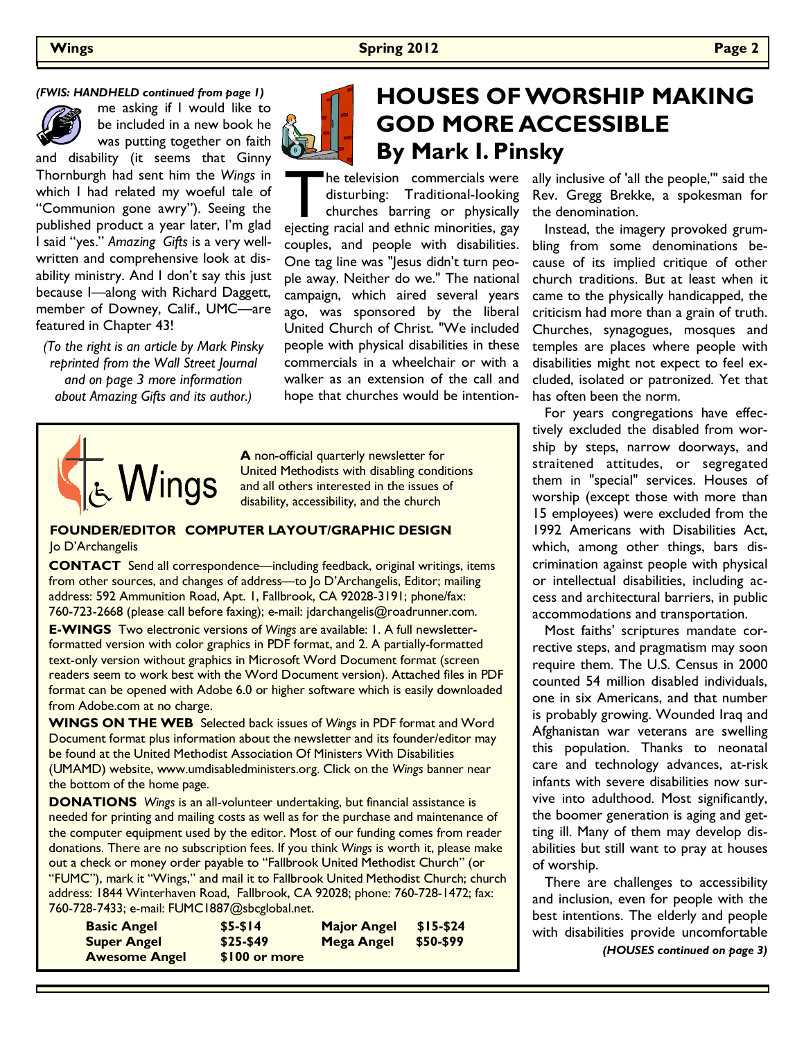*(FWIS: HANDHELD continued from page 1)*

me asking if I would like to be included in a new book he was putting together on faith and disability (it seems that Ginny Thornburgh had sent him the *Wings* in which I had related my woeful tale of "Communion gone awry"). Seeing the published product a year later, I'm glad I said "yes." *Amazing Gifts* is a very well-written and comprehensive look at disability ministry. And I don't say this just because I—along with Richard Daggett, member of Downey, Calif., UMC—are featured in Chapter 43!

*(To the right is an article by Mark Pinsky reprinted from the Wall Street Journal and on page 3 more information about Amazing Gifts and its author.)*

# HOUSES OF WORSHIP MAKING GOD MORE ACCESSIBLE

## By Mark I. Pinsky

The television commercials were disturbing: Traditional-looking churches barring or physically ejecting racial and ethnic minorities, gay couples, and people with disabilities. One tag line was "Jesus didn't turn people away. Neither do we." The national campaign, which aired several years ago, was sponsored by the liberal United Church of Christ. "We included people with physical disabilities in these commercials in a wheelchair or with a walker as an extension of the call and hope that churches would be intentionally inclusive of 'all the people,'" said the Rev. Gregg Brekke, a spokesman for the denomination.

Instead, the imagery provoked grumbling from some denominations because of its implied critique of other church traditions. But at least when it came to the physically handicapped, the criticism had more than a grain of truth. Churches, synagogues, mosques and temples are places where people with disabilities might not expect to feel excluded, isolated or patronized. Yet that has often been the norm.

For years congregations have effectively excluded the disabled from worship by steps, narrow doorways, and straitened attitudes, or segregated them in "special" services. Houses of worship (except those with more than 15 employees) were excluded from the 1992 Americans with Disabilities Act, which, among other things, bars discrimination against people with physical or intellectual disabilities, including access and architectural barriers, in public accommodations and transportation.

Most faiths' scriptures mandate corrective steps, and pragmatism may soon require them. The U.S. Census in 2000 counted 54 million disabled individuals, one in six Americans, and that number is probably growing. Wounded Iraq and Afghanistan war veterans are swelling this population. Thanks to neonatal care and technology advances, at-risk infants with severe disabilities now survive into adulthood. Most significantly, the boomer generation is aging and getting ill. Many of them may develop disabilities but still want to pray at houses of worship.

There are challenges to accessibility and inclusion, even for people with the best intentions. The elderly and people with disabilities provide uncomfortable

*(HOUSES continued on page 3)*

---

**Wings**

**A** non-official quarterly newsletter for United Methodists with disabling conditions and all others interested in the issues of disability, accessibility, and the church

**FOUNDER/EDITOR COMPUTER LAYOUT/GRAPHIC DESIGN**
Jo D'Archangelis

**CONTACT** Send all correspondence—including feedback, original writings, items from other sources, and changes of address—to Jo D'Archangelis, Editor; mailing address: 592 Ammunition Road, Apt. 1, Fallbrook, CA 92028-3191; phone/fax: 760-723-2668 (please call before faxing); e-mail: jdarchangelis@roadrunner.com.

**E-WINGS** Two electronic versions of *Wings* are available: 1. A full newsletter-formatted version with color graphics in PDF format, and 2. A partially-formatted text-only version without graphics in Microsoft Word Document format (screen readers seem to work best with the Word Document version). Attached files in PDF format can be opened with Adobe 6.0 or higher software which is easily downloaded from Adobe.com at no charge.

**WINGS ON THE WEB** Selected back issues of *Wings* in PDF format and Word Document format plus information about the newsletter and its founder/editor may be found at the United Methodist Association Of Ministers With Disabilities (UMAMD) website, www.umdisabledministers.org. Click on the *Wings* banner near the bottom of the home page.

**DONATIONS** *Wings* is an all-volunteer undertaking, but financial assistance is needed for printing and mailing costs as well as for the purchase and maintenance of the computer equipment used by the editor. Most of our funding comes from reader donations. There are no subscription fees. If you think *Wings* is worth it, please make out a check or money order payable to "Fallbrook United Methodist Church" (or "FUMC"), mark it "Wings," and mail it to Fallbrook United Methodist Church; church address: 1844 Winterhaven Road, Fallbrook, CA 92028; phone: 760-728-1472; fax: 760-728-7433; e-mail: FUMC1887@sbcglobal.net.

| | | | |
|---|---|---|---|
| **Basic Angel** | **$5-$14** | **Major Angel** | **$15-$24** |
| **Super Angel** | **$25-$49** | **Mega Angel** | **$50-$99** |
| **Awesome Angel** | **$100 or more** | | |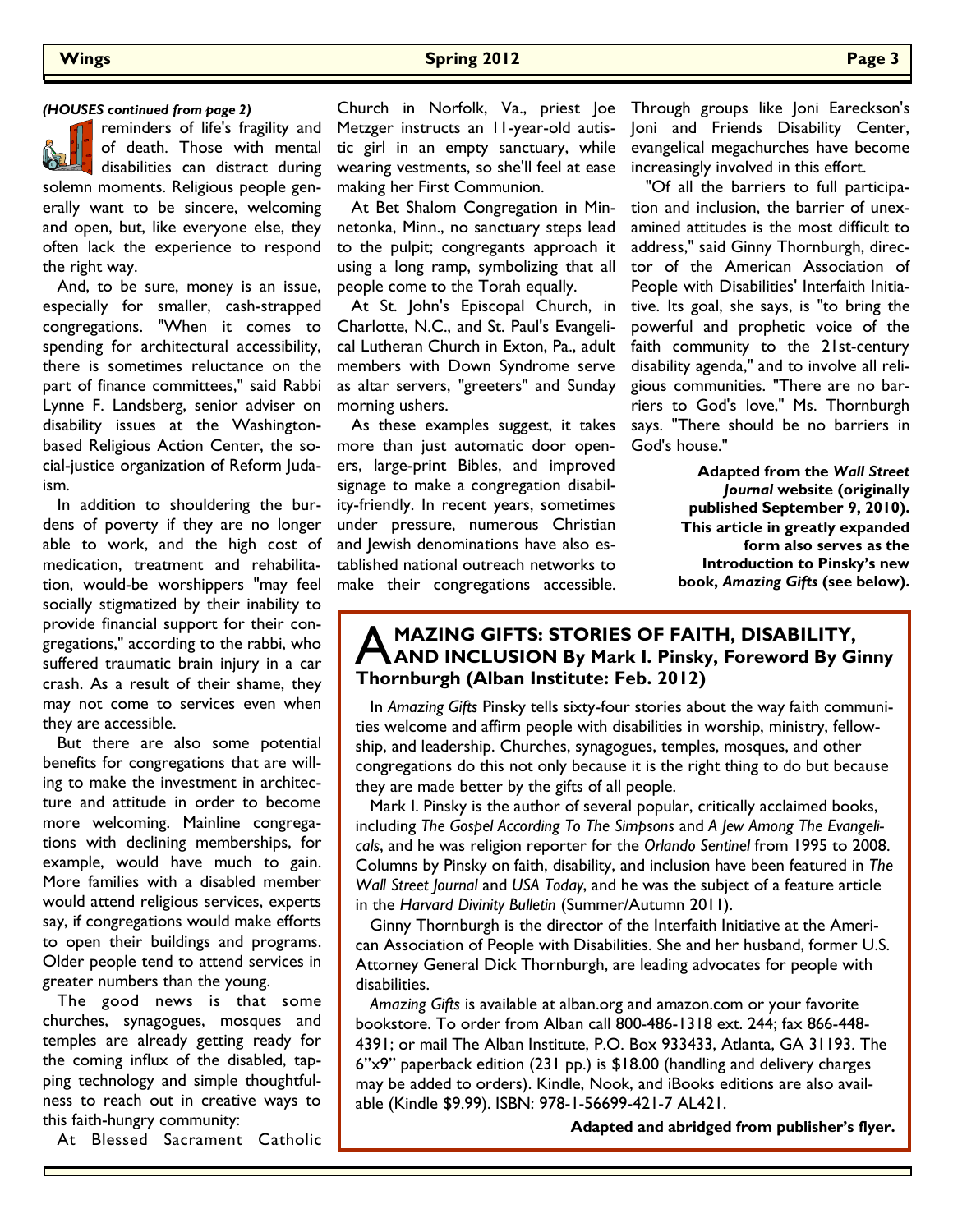*(HOUSES continued from page 2)*

reminders of life's fragility and of death. Those with mental disabilities can distract during solemn moments. Religious people generally want to be sincere, welcoming and open, but, like everyone else, they often lack the experience to respond the right way.

And, to be sure, money is an issue, especially for smaller, cash-strapped congregations. "When it comes to spending for architectural accessibility, there is sometimes reluctance on the part of finance committees," said Rabbi Lynne F. Landsberg, senior adviser on disability issues at the Washington-based Religious Action Center, the social-justice organization of Reform Judaism.

In addition to shouldering the burdens of poverty if they are no longer able to work, and the high cost of medication, treatment and rehabilitation, would-be worshippers "may feel socially stigmatized by their inability to provide financial support for their congregations," according to the rabbi, who suffered traumatic brain injury in a car crash. As a result of their shame, they may not come to services even when they are accessible.

But there are also some potential benefits for congregations that are willing to make the investment in architecture and attitude in order to become more welcoming. Mainline congregations with declining memberships, for example, would have much to gain. More families with a disabled member would attend religious services, experts say, if congregations would make efforts to open their buildings and programs. Older people tend to attend services in greater numbers than the young.

The good news is that some churches, synagogues, mosques and temples are already getting ready for the coming influx of the disabled, tapping technology and simple thoughtfulness to reach out in creative ways to this faith-hungry community:

At Blessed Sacrament Catholic Church in Norfolk, Va., priest Joe Metzger instructs an 11-year-old autistic girl in an empty sanctuary, while wearing vestments, so she'll feel at ease making her First Communion.

At Bet Shalom Congregation in Minnetonka, Minn., no sanctuary steps lead to the pulpit; congregants approach it using a long ramp, symbolizing that all people come to the Torah equally.

At St. John's Episcopal Church, in Charlotte, N.C., and St. Paul's Evangelical Lutheran Church in Exton, Pa., adult members with Down Syndrome serve as altar servers, "greeters" and Sunday morning ushers.

As these examples suggest, it takes more than just automatic door openers, large-print Bibles, and improved signage to make a congregation disability-friendly. In recent years, sometimes under pressure, numerous Christian and Jewish denominations have also established national outreach networks to make their congregations accessible. Through groups like Joni Eareckson's Joni and Friends Disability Center, evangelical megachurches have become increasingly involved in this effort.

"Of all the barriers to full participation and inclusion, the barrier of unexamined attitudes is the most difficult to address," said Ginny Thornburgh, director of the American Association of People with Disabilities' Interfaith Initiative. Its goal, she says, is "to bring the powerful and prophetic voice of the faith community to the 21st-century disability agenda," and to involve all religious communities. "There are no barriers to God's love," Ms. Thornburgh says. "There should be no barriers in God's house."

**Adapted from the *Wall Street Journal* website (originally published September 9, 2010). This article in greatly expanded form also serves as the Introduction to Pinsky's new book, *Amazing Gifts* (see below).**

## AMAZING GIFTS: STORIES OF FAITH, DISABILITY, AND INCLUSION By Mark I. Pinsky, Foreword By Ginny Thornburgh (Alban Institute: Feb. 2012)

In *Amazing Gifts* Pinsky tells sixty-four stories about the way faith communities welcome and affirm people with disabilities in worship, ministry, fellowship, and leadership. Churches, synagogues, temples, mosques, and other congregations do this not only because it is the right thing to do but because they are made better by the gifts of all people.

Mark I. Pinsky is the author of several popular, critically acclaimed books, including *The Gospel According To The Simpsons* and *A Jew Among The Evangelicals*, and he was religion reporter for the *Orlando Sentinel* from 1995 to 2008. Columns by Pinsky on faith, disability, and inclusion have been featured in *The Wall Street Journal* and *USA Today*, and he was the subject of a feature article in the *Harvard Divinity Bulletin* (Summer/Autumn 2011).

Ginny Thornburgh is the director of the Interfaith Initiative at the American Association of People with Disabilities. She and her husband, former U.S. Attorney General Dick Thornburgh, are leading advocates for people with disabilities.

*Amazing Gifts* is available at alban.org and amazon.com or your favorite bookstore. To order from Alban call 800-486-1318 ext. 244; fax 866-448-4391; or mail The Alban Institute, P.O. Box 933433, Atlanta, GA 31193. The 6"x9" paperback edition (231 pp.) is $18.00 (handling and delivery charges may be added to orders). Kindle, Nook, and iBooks editions are also available (Kindle $9.99). ISBN: 978-1-56699-421-7 AL421.

**Adapted and abridged from publisher's flyer.**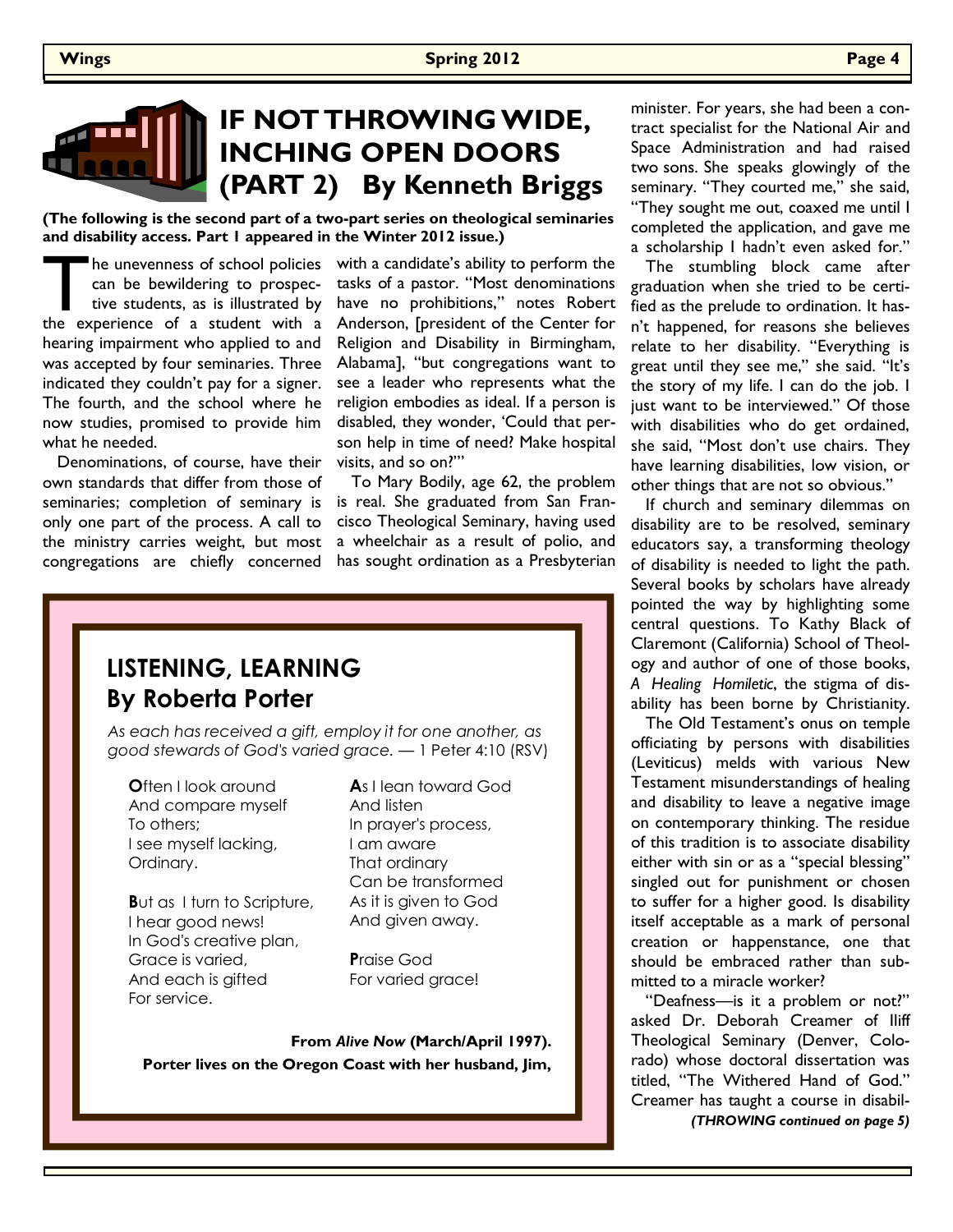# IF NOT THROWING WIDE, INCHING OPEN DOORS (PART 2) By Kenneth Briggs

**(The following is the second part of a two-part series on theological seminaries and disability access. Part 1 appeared in the Winter 2012 issue.)**

The unevenness of school policies can be bewildering to prospective students, as is illustrated by the experience of a student with a hearing impairment who applied to and was accepted by four seminaries. Three indicated they couldn't pay for a signer. The fourth, and the school where he now studies, promised to provide him what he needed.

Denominations, of course, have their own standards that differ from those of seminaries; completion of seminary is only one part of the process. A call to the ministry carries weight, but most congregations are chiefly concerned with a candidate's ability to perform the tasks of a pastor. "Most denominations have no prohibitions," notes Robert Anderson, [president of the Center for Religion and Disability in Birmingham, Alabama], "but congregations want to see a leader who represents what the religion embodies as ideal. If a person is disabled, they wonder, 'Could that person help in time of need? Make hospital visits, and so on?'"

To Mary Bodily, age 62, the problem is real. She graduated from San Francisco Theological Seminary, having used a wheelchair as a result of polio, and has sought ordination as a Presbyterian minister. For years, she had been a contract specialist for the National Air and Space Administration and had raised two sons. She speaks glowingly of the seminary. "They courted me," she said, "They sought me out, coaxed me until I completed the application, and gave me a scholarship I hadn't even asked for."

The stumbling block came after graduation when she tried to be certified as the prelude to ordination. It hasn't happened, for reasons she believes relate to her disability. "Everything is great until they see me," she said. "It's the story of my life. I can do the job. I just want to be interviewed." Of those with disabilities who do get ordained, she said, "Most don't use chairs. They have learning disabilities, low vision, or other things that are not so obvious."

If church and seminary dilemmas on disability are to be resolved, seminary educators say, a transforming theology of disability is needed to light the path. Several books by scholars have already pointed the way by highlighting some central questions. To Kathy Black of Claremont (California) School of Theology and author of one of those books, *A Healing Homiletic*, the stigma of disability has been borne by Christianity.

The Old Testament's onus on temple officiating by persons with disabilities (Leviticus) melds with various New Testament misunderstandings of healing and disability to leave a negative image on contemporary thinking. The residue of this tradition is to associate disability either with sin or as a "special blessing" singled out for punishment or chosen to suffer for a higher good. Is disability itself acceptable as a mark of personal creation or happenstance, one that should be embraced rather than submitted to a miracle worker?

"Deafness—is it a problem or not?" asked Dr. Deborah Creamer of Iliff Theological Seminary (Denver, Colorado) whose doctoral dissertation was titled, "The Withered Hand of God." Creamer has taught a course in disabil-

***(THROWING continued on page 5)***

## LISTENING, LEARNING
## By Roberta Porter

*As each has received a gift, employ it for one another, as good stewards of God's varied grace.* — 1 Peter 4:10 (RSV)

**O**ften I look around  
And compare myself  
To others;  
I see myself lacking,  
Ordinary.

**B**ut as I turn to Scripture,  
I hear good news!  
In God's creative plan,  
Grace is varied,  
And each is gifted  
For service.

**A**s I lean toward God  
And listen  
In prayer's process,  
I am aware  
That ordinary  
Can be transformed  
As it is given to God  
And given away.

**P**raise God  
For varied grace!

**From *Alive Now* (March/April 1997).**
**Porter lives on the Oregon Coast with her husband, Jim,**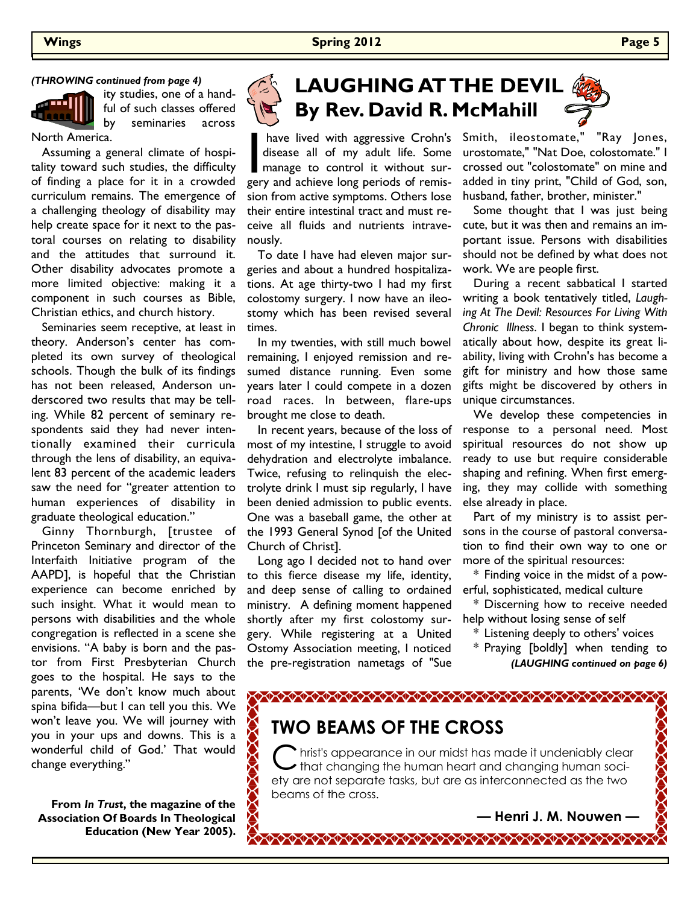*(THROWING continued from page 4)*

ity studies, one of a handful of such classes offered by seminaries across North America.

Assuming a general climate of hospitality toward such studies, the difficulty of finding a place for it in a crowded curriculum remains. The emergence of a challenging theology of disability may help create space for it next to the pastoral courses on relating to disability and the attitudes that surround it. Other disability advocates promote a more limited objective: making it a component in such courses as Bible, Christian ethics, and church history.

Seminaries seem receptive, at least in theory. Anderson's center has completed its own survey of theological schools. Though the bulk of its findings has not been released, Anderson underscored two results that may be telling. While 82 percent of seminary respondents said they had never intentionally examined their curricula through the lens of disability, an equivalent 83 percent of the academic leaders saw the need for "greater attention to human experiences of disability in graduate theological education."

Ginny Thornburgh, [trustee of Princeton Seminary and director of the Interfaith Initiative program of the AAPD], is hopeful that the Christian experience can become enriched by such insight. What it would mean to persons with disabilities and the whole congregation is reflected in a scene she envisions. "A baby is born and the pastor from First Presbyterian Church goes to the hospital. He says to the parents, 'We don't know much about spina bifida—but I can tell you this. We won't leave you. We will journey with you in your ups and downs. This is a wonderful child of God.' That would change everything."

**From *In Trust*, the magazine of the Association Of Boards In Theological Education (New Year 2005).**

# LAUGHING AT THE DEVIL
## By Rev. David R. McMahill

I have lived with aggressive Crohn's disease all of my adult life. Some manage to control it without surgery and achieve long periods of remission from active symptoms. Others lose their entire intestinal tract and must receive all fluids and nutrients intravenously.

To date I have had eleven major surgeries and about a hundred hospitalizations. At age thirty-two I had my first colostomy surgery. I now have an ileostomy which has been revised several times.

In my twenties, with still much bowel remaining, I enjoyed remission and resumed distance running. Even some years later I could compete in a dozen road races. In between, flare-ups brought me close to death.

In recent years, because of the loss of most of my intestine, I struggle to avoid dehydration and electrolyte imbalance. Twice, refusing to relinquish the electrolyte drink I must sip regularly, I have been denied admission to public events. One was a baseball game, the other at the 1993 General Synod [of the United Church of Christ].

Long ago I decided not to hand over to this fierce disease my life, identity, and deep sense of calling to ordained ministry. A defining moment happened shortly after my first colostomy surgery. While registering at a United Ostomy Association meeting, I noticed the pre-registration nametags of "Sue Smith, ileostomate," "Ray Jones, urostomate," "Nat Doe, colostomate." I crossed out "colostomate" on mine and added in tiny print, "Child of God, son, husband, father, brother, minister."

Some thought that I was just being cute, but it was then and remains an important issue. Persons with disabilities should not be defined by what does not work. We are people first.

During a recent sabbatical I started writing a book tentatively titled, *Laughing At The Devil: Resources For Living With Chronic Illness*. I began to think systematically about how, despite its great liability, living with Crohn's has become a gift for ministry and how those same gifts might be discovered by others in unique circumstances.

We develop these competencies in response to a personal need. Most spiritual resources do not show up ready to use but require considerable shaping and refining. When first emerging, they may collide with something else already in place.

Part of my ministry is to assist persons in the course of pastoral conversation to find their own way to one or more of the spiritual resources:

* Finding voice in the midst of a powerful, sophisticated, medical culture
* Discerning how to receive needed help without losing sense of self
* Listening deeply to others' voices
* Praying [boldly] when tending to

*(LAUGHING continued on page 6)*

## TWO BEAMS OF THE CROSS

Christ's appearance in our midst has made it undeniably clear that changing the human heart and changing human society are not separate tasks, but are as interconnected as the two beams of the cross.

**— Henri J. M. Nouwen —**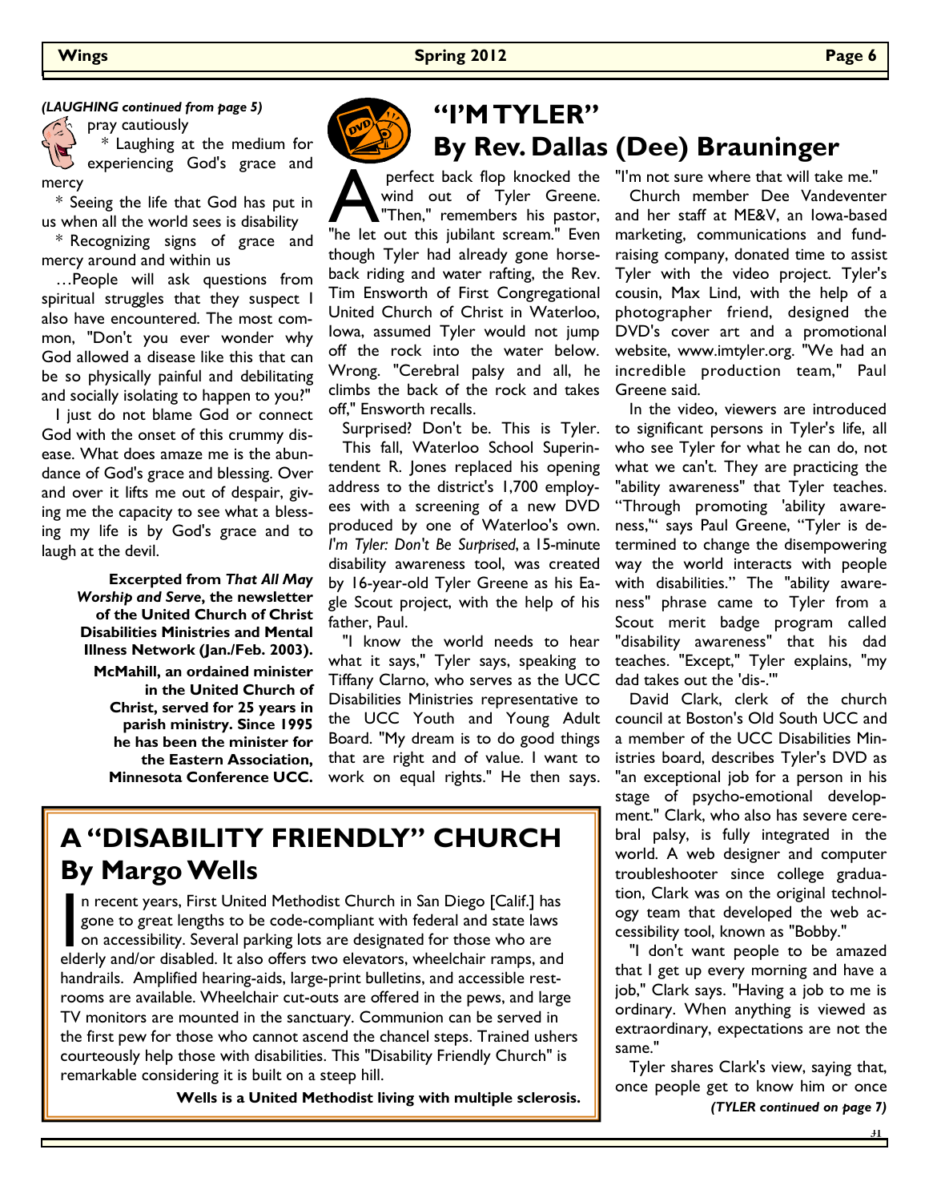*(LAUGHING continued from page 5)*

pray cautiously

* Laughing at the medium for experiencing God's grace and mercy

* Seeing the life that God has put in us when all the world sees is disability

* Recognizing signs of grace and mercy around and within us

…People will ask questions from spiritual struggles that they suspect I also have encountered. The most common, "Don't you ever wonder why God allowed a disease like this that can be so physically painful and debilitating and socially isolating to happen to you?"

I just do not blame God or connect God with the onset of this crummy disease. What does amaze me is the abundance of God's grace and blessing. Over and over it lifts me out of despair, giving me the capacity to see what a blessing my life is by God's grace and to laugh at the devil.

**Excerpted from *That All May Worship and Serve*, the newsletter of the United Church of Christ Disabilities Ministries and Mental Illness Network (Jan./Feb. 2003).**

**McMahill, an ordained minister in the United Church of Christ, served for 25 years in parish ministry. Since 1995 he has been the minister for the Eastern Association, Minnesota Conference UCC.**

# "I'M TYLER"
## By Rev. Dallas (Dee) Brauninger

A perfect back flop knocked the wind out of Tyler Greene. "Then," remembers his pastor, "he let out this jubilant scream." Even though Tyler had already gone horseback riding and water rafting, the Rev. Tim Ensworth of First Congregational United Church of Christ in Waterloo, Iowa, assumed Tyler would not jump off the rock into the water below. Wrong. "Cerebral palsy and all, he climbs the back of the rock and takes off," Ensworth recalls.

Surprised? Don't be. This is Tyler.

This fall, Waterloo School Superintendent R. Jones replaced his opening address to the district's 1,700 employees with a screening of a new DVD produced by one of Waterloo's own. *I'm Tyler: Don't Be Surprised*, a 15-minute disability awareness tool, was created by 16-year-old Tyler Greene as his Eagle Scout project, with the help of his father, Paul.

"I know the world needs to hear what it says," Tyler says, speaking to Tiffany Clarno, who serves as the UCC Disabilities Ministries representative to the UCC Youth and Young Adult Board. "My dream is to do good things that are right and of value. I want to work on equal rights." He then says. "I'm not sure where that will take me."

Church member Dee Vandeventer and her staff at ME&V, an Iowa-based marketing, communications and fundraising company, donated time to assist Tyler with the video project. Tyler's cousin, Max Lind, with the help of a photographer friend, designed the DVD's cover art and a promotional website, www.imtyler.org. "We had an incredible production team," Paul Greene said.

In the video, viewers are introduced to significant persons in Tyler's life, all who see Tyler for what he can do, not what we can't. They are practicing the "ability awareness" that Tyler teaches. "Through promoting 'ability awareness,'" says Paul Greene, "Tyler is determined to change the disempowering way the world interacts with people with disabilities." The "ability awareness" phrase came to Tyler from a Scout merit badge program called "disability awareness" that his dad teaches. "Except," Tyler explains, "my dad takes out the 'dis-.'"

David Clark, clerk of the church council at Boston's Old South UCC and a member of the UCC Disabilities Ministries board, describes Tyler's DVD as "an exceptional job for a person in his stage of psycho-emotional development." Clark, who also has severe cerebral palsy, is fully integrated in the world. A web designer and computer troubleshooter since college graduation, Clark was on the original technology team that developed the web accessibility tool, known as "Bobby."

"I don't want people to be amazed that I get up every morning and have a job," Clark says. "Having a job to me is ordinary. When anything is viewed as extraordinary, expectations are not the same."

Tyler shares Clark's view, saying that, once people get to know him or once

*(TYLER continued on page 7)*

# A "DISABILITY FRIENDLY" CHURCH
## By Margo Wells

In recent years, First United Methodist Church in San Diego [Calif.] has gone to great lengths to be code-compliant with federal and state laws on accessibility. Several parking lots are designated for those who are elderly and/or disabled. It also offers two elevators, wheelchair ramps, and handrails. Amplified hearing-aids, large-print bulletins, and accessible restrooms are available. Wheelchair cut-outs are offered in the pews, and large TV monitors are mounted in the sanctuary. Communion can be served in the first pew for those who cannot ascend the chancel steps. Trained ushers courteously help those with disabilities. This "Disability Friendly Church" is remarkable considering it is built on a steep hill.

**Wells is a United Methodist living with multiple sclerosis.**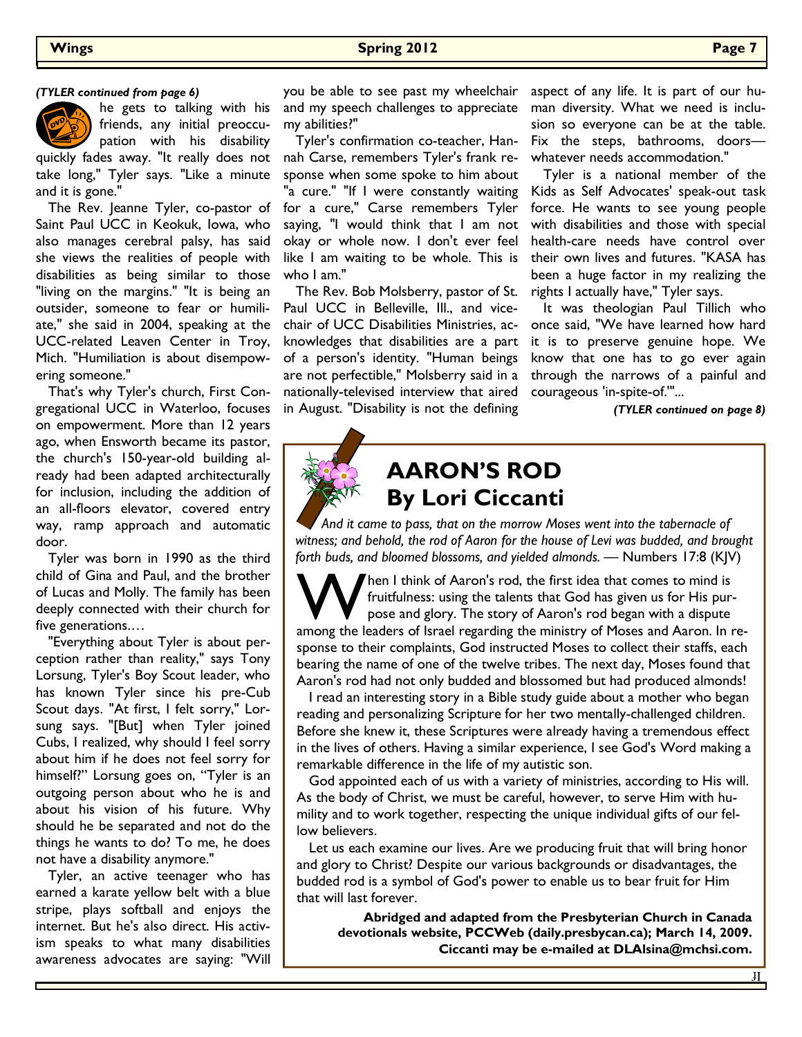*(TYLER continued from page 6)*

he gets to talking with his friends, any initial preoccupation with his disability quickly fades away. "It really does not take long," Tyler says. "Like a minute and it is gone."

The Rev. Jeanne Tyler, co-pastor of Saint Paul UCC in Keokuk, Iowa, who also manages cerebral palsy, has said she views the realities of people with disabilities as being similar to those "living on the margins." "It is being an outsider, someone to fear or humiliate," she said in 2004, speaking at the UCC-related Leaven Center in Troy, Mich. "Humiliation is about disempowering someone."

That's why Tyler's church, First Congregational UCC in Waterloo, focuses on empowerment. More than 12 years ago, when Ensworth became its pastor, the church's 150-year-old building already had been adapted architecturally for inclusion, including the addition of an all-floors elevator, covered entry way, ramp approach and automatic door.

Tyler was born in 1990 as the third child of Gina and Paul, and the brother of Lucas and Molly. The family has been deeply connected with their church for five generations.…

"Everything about Tyler is about perception rather than reality," says Tony Lorsung, Tyler's Boy Scout leader, who has known Tyler since his pre-Cub Scout days. "At first, I felt sorry," Lorsung says. "[But] when Tyler joined Cubs, I realized, why should I feel sorry about him if he does not feel sorry for himself?" Lorsung goes on, "Tyler is an outgoing person about who he is and about his vision of his future. Why should he be separated and not do the things he wants to do? To me, he does not have a disability anymore."

Tyler, an active teenager who has earned a karate yellow belt with a blue stripe, plays softball and enjoys the internet. But he's also direct. His activism speaks to what many disabilities awareness advocates are saying: "Will you be able to see past my wheelchair and my speech challenges to appreciate my abilities?"

Tyler's confirmation co-teacher, Hannah Carse, remembers Tyler's frank response when some spoke to him about "a cure." "If I were constantly waiting for a cure," Carse remembers Tyler saying, "I would think that I am not okay or whole now. I don't ever feel like I am waiting to be whole. This is who I am."

The Rev. Bob Molsberry, pastor of St. Paul UCC in Belleville, Ill., and vice-chair of UCC Disabilities Ministries, acknowledges that disabilities are a part of a person's identity. "Human beings are not perfectible," Molsberry said in a nationally-televised interview that aired in August. "Disability is not the defining aspect of any life. It is part of our human diversity. What we need is inclusion so everyone can be at the table. Fix the steps, bathrooms, doors—whatever needs accommodation."

Tyler is a national member of the Kids as Self Advocates' speak-out task force. He wants to see young people with disabilities and those with special health-care needs have control over their own lives and futures. "KASA has been a huge factor in my realizing the rights I actually have," Tyler says.

It was theologian Paul Tillich who once said, "We have learned how hard it is to preserve genuine hope. We know that one has to go ever again through the narrows of a painful and courageous 'in-spite-of.'"...

*(TYLER continued on page 8)*

## AARON'S ROD
## By Lori Ciccanti

*And it came to pass, that on the morrow Moses went into the tabernacle of witness; and behold, the rod of Aaron for the house of Levi was budded, and brought forth buds, and bloomed blossoms, and yielded almonds.* — Numbers 17:8 (KJV)

When I think of Aaron's rod, the first idea that comes to mind is fruitfulness: using the talents that God has given us for His purpose and glory. The story of Aaron's rod began with a dispute among the leaders of Israel regarding the ministry of Moses and Aaron. In response to their complaints, God instructed Moses to collect their staffs, each bearing the name of one of the twelve tribes. The next day, Moses found that Aaron's rod had not only budded and blossomed but had produced almonds!

I read an interesting story in a Bible study guide about a mother who began reading and personalizing Scripture for her two mentally-challenged children. Before she knew it, these Scriptures were already having a tremendous effect in the lives of others. Having a similar experience, I see God's Word making a remarkable difference in the life of my autistic son.

God appointed each of us with a variety of ministries, according to His will. As the body of Christ, we must be careful, however, to serve Him with humility and to work together, respecting the unique individual gifts of our fellow believers.

Let us each examine our lives. Are we producing fruit that will bring honor and glory to Christ? Despite our various backgrounds or disadvantages, the budded rod is a symbol of God's power to enable us to bear fruit for Him that will last forever.

**Abridged and adapted from the Presbyterian Church in Canada devotionals website, PCCWeb (daily.presbycan.ca); March 14, 2009. Ciccanti may be e-mailed at DLAlsina@mchsi.com.**

JI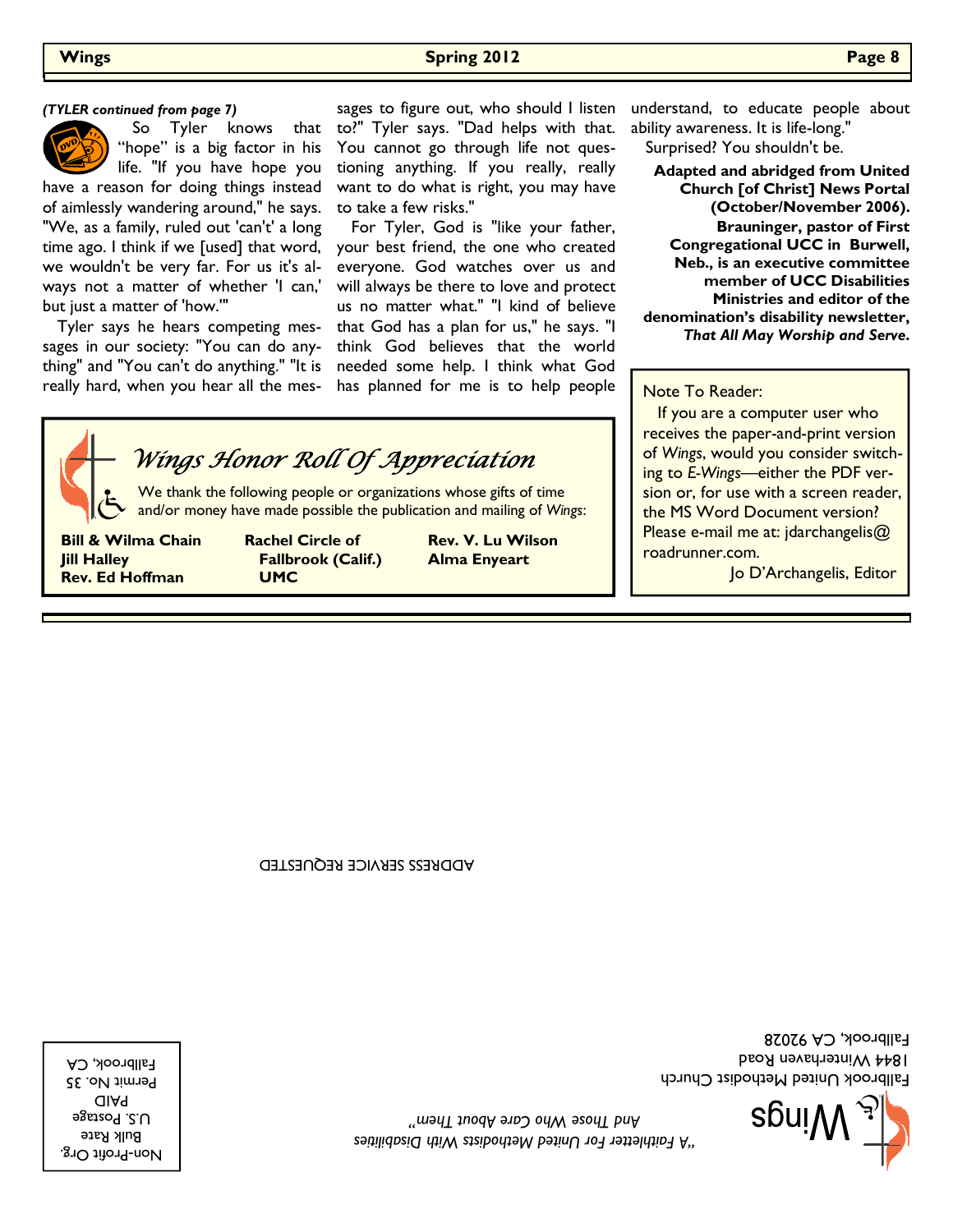*(TYLER continued from page 7)*

So Tyler knows that "hope" is a big factor in his life. "If you have hope you have a reason for doing things instead of aimlessly wandering around," he says. "We, as a family, ruled out 'can't' a long time ago. I think if we [used] that word, we wouldn't be very far. For us it's always not a matter of whether 'I can,' but just a matter of 'how.'"

Tyler says he hears competing messages in our society: "You can do anything" and "You can't do anything." "It is really hard, when you hear all the messages to figure out, who should I listen to?" Tyler says. "Dad helps with that. You cannot go through life not questioning anything. If you really, really want to do what is right, you may have to take a few risks."

For Tyler, God is "like your father, your best friend, the one who created everyone. God watches over us and will always be there to love and protect us no matter what." "I kind of believe that God has a plan for us," he says. "I think God believes that the world needed some help. I think what God has planned for me is to help people understand, to educate people about ability awareness. It is life-long."

Surprised? You shouldn't be.

**Adapted and abridged from United Church [of Christ] News Portal (October/November 2006). Brauninger, pastor of First Congregational UCC in Burwell, Neb., is an executive committee member of UCC Disabilities Ministries and editor of the denomination's disability newsletter, *That All May Worship and Serve.***

## *Wings Honor Roll Of Appreciation*

We thank the following people or organizations whose gifts of time and/or money have made possible the publication and mailing of *Wings*:

**Bill & Wilma Chain**
**Jill Halley**
**Rev. Ed Hoffman**
**Rachel Circle of Fallbrook (Calif.) UMC**
**Rev. V. Lu Wilson**
**Alma Enyeart**

Note To Reader:

If you are a computer user who receives the paper-and-print version of *Wings*, would you consider switching to *E-Wings*—either the PDF version or, for use with a screen reader, the MS Word Document version? Please e-mail me at: jdarchangelis@roadrunner.com.

Jo D'Archangelis, Editor

ADDRESS SERVICE REQUESTED

Wings

*"A Faithletter For United Methodists With Disabilities And Those Who Care About Them"*

Fallbrook United Methodist Church
1844 Winterhaven Road
Fallbrook, CA 92028

Non-Profit Org.
Bulk Rate
U.S. Postage
PAID
Permit No. 35
Fallbrook, CA